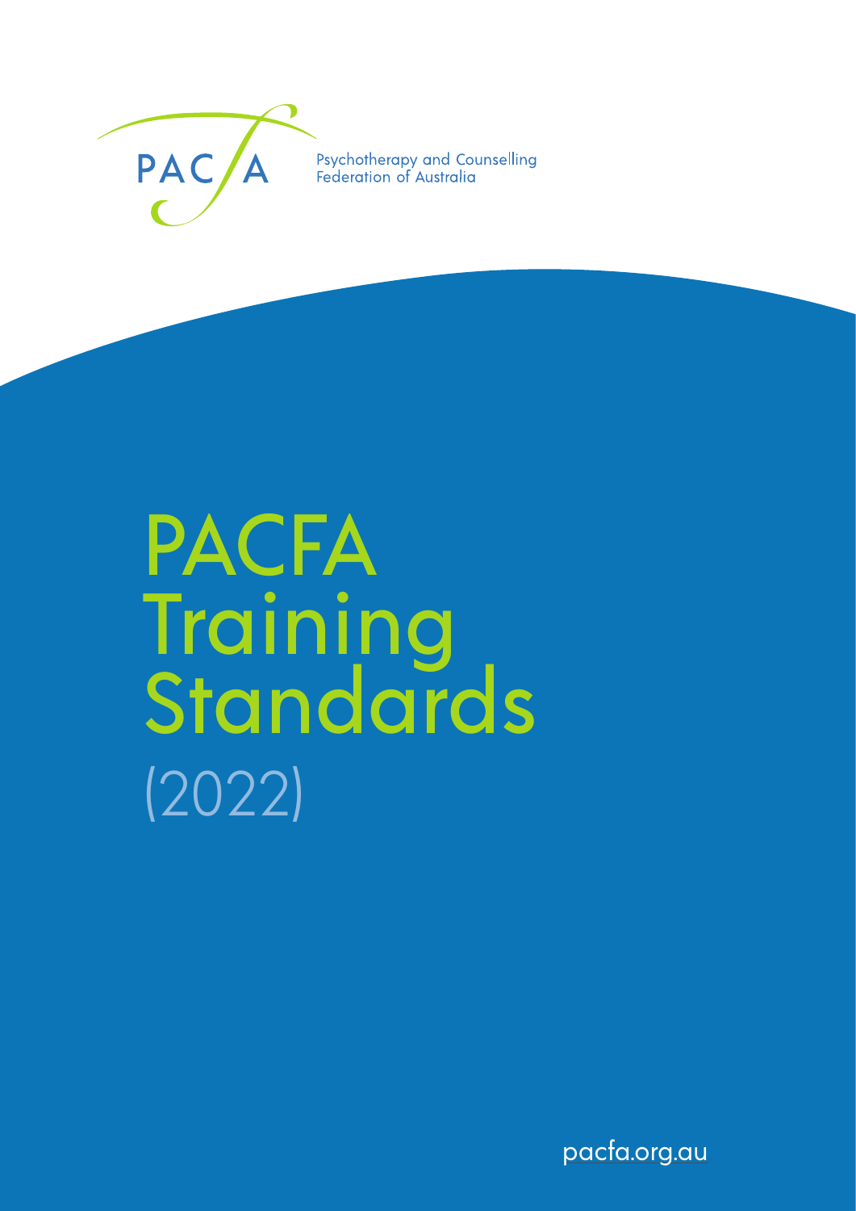PACFA

Psychotherapy and Counselling Federation of Australia

# PACFA Training Standards (2022)

pacfa.org.au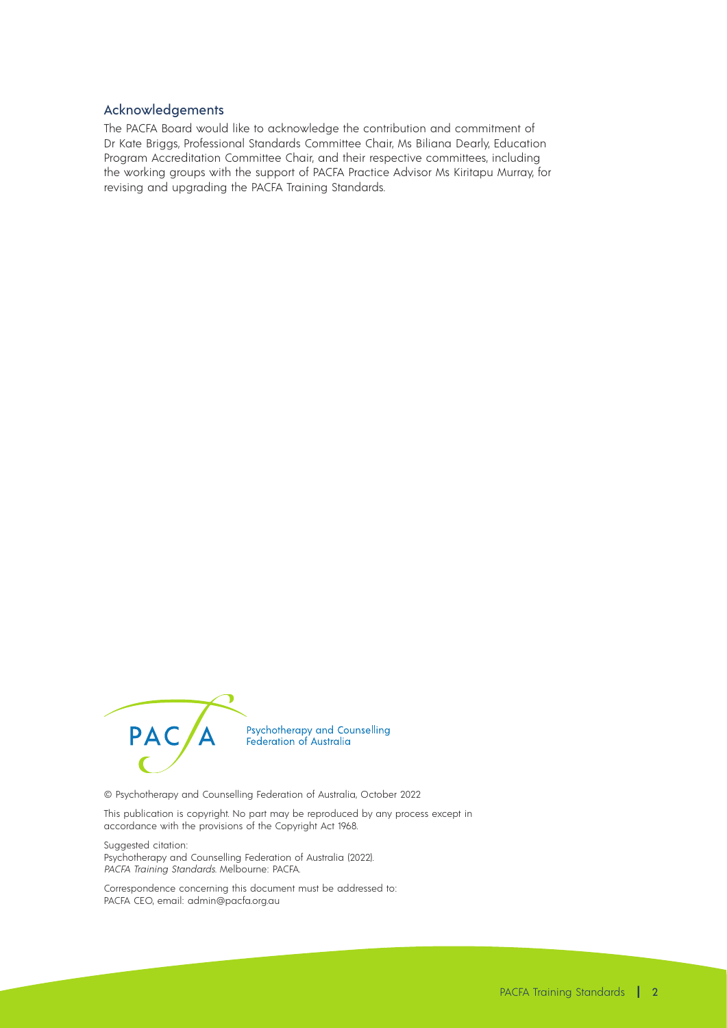## Acknowledgements

The PACFA Board would like to acknowledge the contribution and commitment of Dr Kate Briggs, Professional Standards Committee Chair, Ms Biliana Dearly, Education Program Accreditation Committee Chair, and their respective committees, including the working groups with the support of PACFA Practice Advisor Ms Kiritapu Murray, for revising and upgrading the PACFA Training Standards.

PACFA Psychotherapy and Counselling Federation of Australia

© Psychotherapy and Counselling Federation of Australia, October 2022

This publication is copyright. No part may be reproduced by any process except in accordance with the provisions of the Copyright Act 1968.

Suggested citation:
Psychotherapy and Counselling Federation of Australia (2022). *PACFA Training Standards*. Melbourne: PACFA.

Correspondence concerning this document must be addressed to:
PACFA CEO, email: admin@pacfa.org.au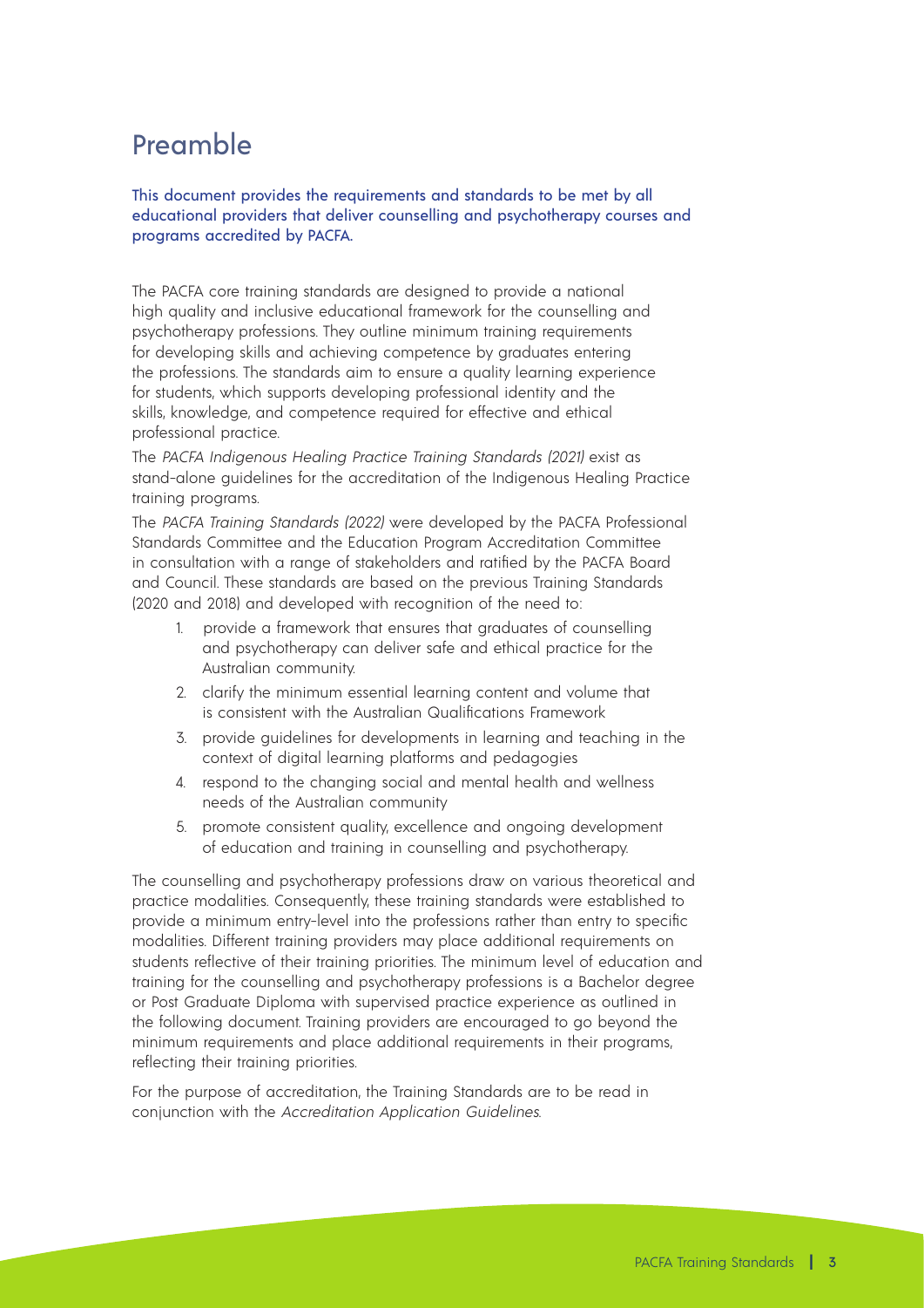# Preamble

This document provides the requirements and standards to be met by all educational providers that deliver counselling and psychotherapy courses and programs accredited by PACFA.

The PACFA core training standards are designed to provide a national high quality and inclusive educational framework for the counselling and psychotherapy professions. They outline minimum training requirements for developing skills and achieving competence by graduates entering the professions. The standards aim to ensure a quality learning experience for students, which supports developing professional identity and the skills, knowledge, and competence required for effective and ethical professional practice.

The *PACFA Indigenous Healing Practice Training Standards (2021)* exist as stand-alone guidelines for the accreditation of the Indigenous Healing Practice training programs.

The *PACFA Training Standards (2022)* were developed by the PACFA Professional Standards Committee and the Education Program Accreditation Committee in consultation with a range of stakeholders and ratified by the PACFA Board and Council. These standards are based on the previous Training Standards (2020 and 2018) and developed with recognition of the need to:

1. provide a framework that ensures that graduates of counselling and psychotherapy can deliver safe and ethical practice for the Australian community.
2. clarify the minimum essential learning content and volume that is consistent with the Australian Qualifications Framework
3. provide guidelines for developments in learning and teaching in the context of digital learning platforms and pedagogies
4. respond to the changing social and mental health and wellness needs of the Australian community
5. promote consistent quality, excellence and ongoing development of education and training in counselling and psychotherapy.

The counselling and psychotherapy professions draw on various theoretical and practice modalities. Consequently, these training standards were established to provide a minimum entry-level into the professions rather than entry to specific modalities. Different training providers may place additional requirements on students reflective of their training priorities. The minimum level of education and training for the counselling and psychotherapy professions is a Bachelor degree or Post Graduate Diploma with supervised practice experience as outlined in the following document. Training providers are encouraged to go beyond the minimum requirements and place additional requirements in their programs, reflecting their training priorities.

For the purpose of accreditation, the Training Standards are to be read in conjunction with the *Accreditation Application Guidelines*.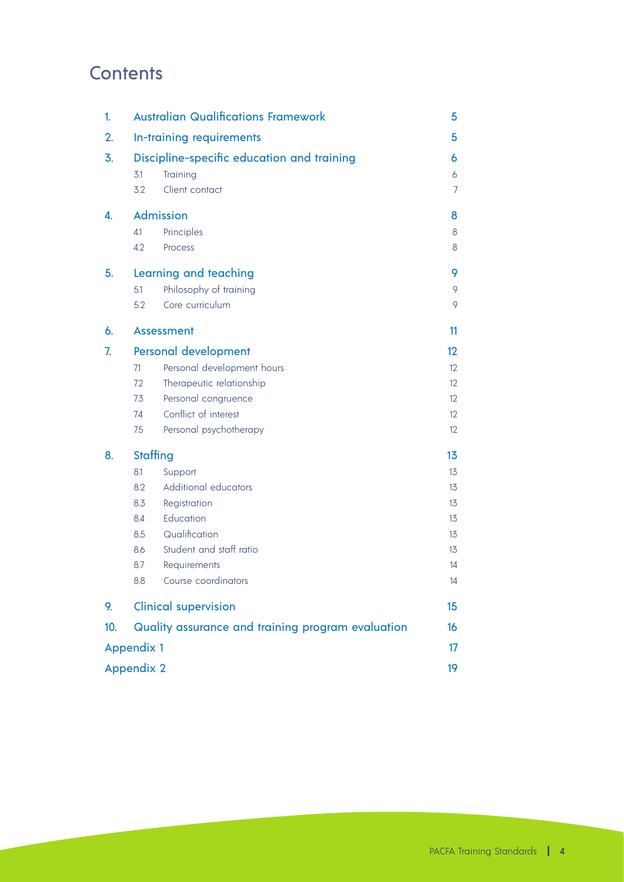# Contents

| | | |
|---|---|---|
| 1. | Australian Qualifications Framework | 5 |
| 2. | In-training requirements | 5 |
| 3. | Discipline-specific education and training | 6 |
| | 3.1 Training | 6 |
| | 3.2 Client contact | 7 |
| 4. | Admission | 8 |
| | 4.1 Principles | 8 |
| | 4.2 Process | 8 |
| 5. | Learning and teaching | 9 |
| | 5.1 Philosophy of training | 9 |
| | 5.2 Core curriculum | 9 |
| 6. | Assessment | 11 |
| 7. | Personal development | 12 |
| | 7.1 Personal development hours | 12 |
| | 7.2 Therapeutic relationship | 12 |
| | 7.3 Personal congruence | 12 |
| | 7.4 Conflict of interest | 12 |
| | 7.5 Personal psychotherapy | 12 |
| 8. | Staffing | 13 |
| | 8.1 Support | 13 |
| | 8.2 Additional educators | 13 |
| | 8.3 Registration | 13 |
| | 8.4 Education | 13 |
| | 8.5 Qualification | 13 |
| | 8.6 Student and staff ratio | 13 |
| | 8.7 Requirements | 14 |
| | 8.8 Course coordinators | 14 |
| 9. | Clinical supervision | 15 |
| 10. | Quality assurance and training program evaluation | 16 |
| | Appendix 1 | 17 |
| | Appendix 2 | 19 |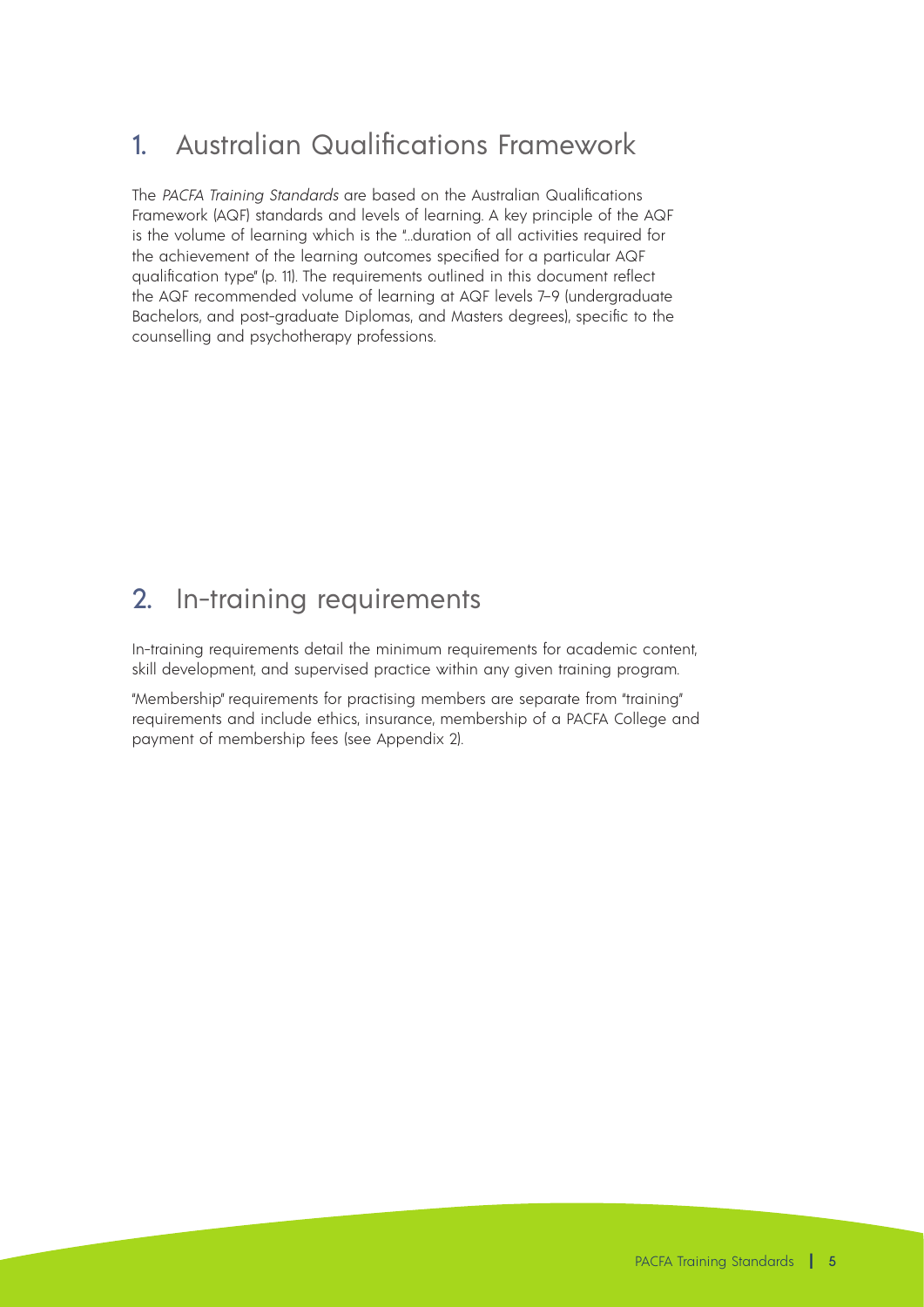## 1. Australian Qualifications Framework

The *PACFA Training Standards* are based on the Australian Qualifications Framework (AQF) standards and levels of learning. A key principle of the AQF is the volume of learning which is the "...duration of all activities required for the achievement of the learning outcomes specified for a particular AQF qualification type" (p. 11). The requirements outlined in this document reflect the AQF recommended volume of learning at AQF levels 7–9 (undergraduate Bachelors, and post-graduate Diplomas, and Masters degrees), specific to the counselling and psychotherapy professions.

## 2. In-training requirements

In-training requirements detail the minimum requirements for academic content, skill development, and supervised practice within any given training program.

"Membership" requirements for practising members are separate from "training" requirements and include ethics, insurance, membership of a PACFA College and payment of membership fees (see Appendix 2).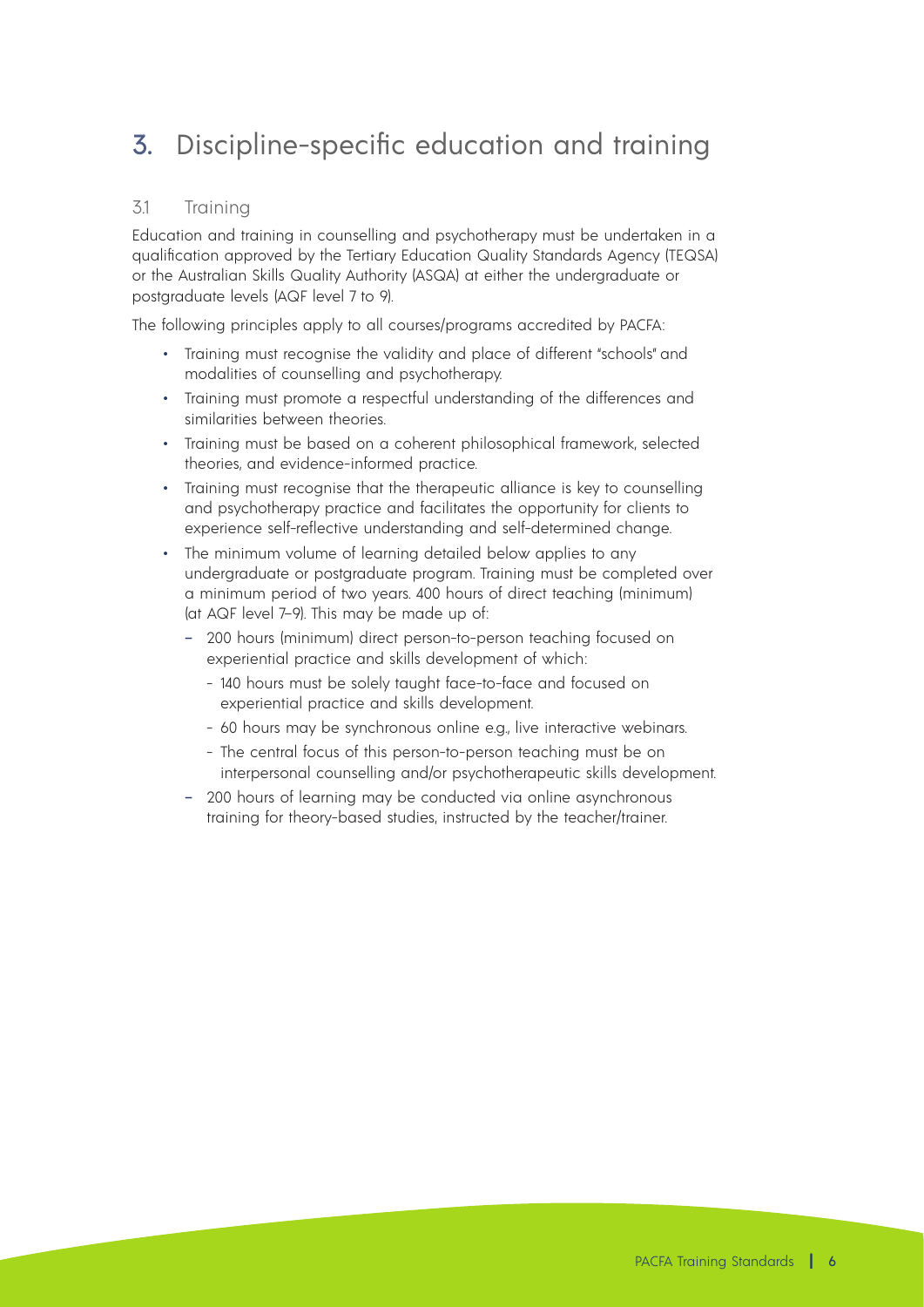# 3. Discipline-specific education and training

## 3.1 Training

Education and training in counselling and psychotherapy must be undertaken in a qualification approved by the Tertiary Education Quality Standards Agency (TEQSA) or the Australian Skills Quality Authority (ASQA) at either the undergraduate or postgraduate levels (AQF level 7 to 9).

The following principles apply to all courses/programs accredited by PACFA:

- Training must recognise the validity and place of different "schools" and modalities of counselling and psychotherapy.
- Training must promote a respectful understanding of the differences and similarities between theories.
- Training must be based on a coherent philosophical framework, selected theories, and evidence-informed practice.
- Training must recognise that the therapeutic alliance is key to counselling and psychotherapy practice and facilitates the opportunity for clients to experience self-reflective understanding and self-determined change.
- The minimum volume of learning detailed below applies to any undergraduate or postgraduate program. Training must be completed over a minimum period of two years. 400 hours of direct teaching (minimum) (at AQF level 7–9). This may be made up of:
  - 200 hours (minimum) direct person-to-person teaching focused on experiential practice and skills development of which:
    - 140 hours must be solely taught face-to-face and focused on experiential practice and skills development.
    - 60 hours may be synchronous online e.g., live interactive webinars.
    - The central focus of this person-to-person teaching must be on interpersonal counselling and/or psychotherapeutic skills development.
  - 200 hours of learning may be conducted via online asynchronous training for theory-based studies, instructed by the teacher/trainer.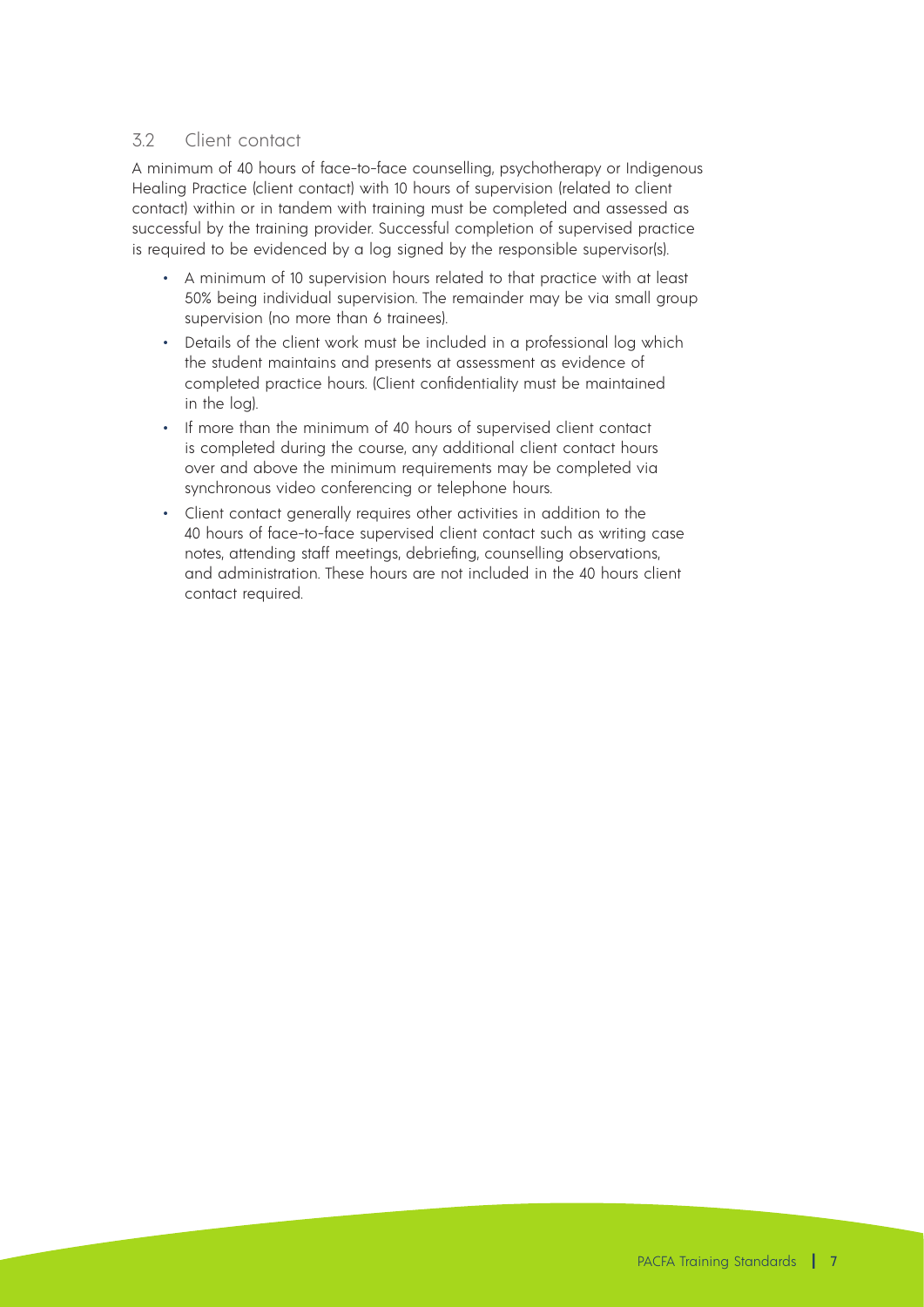### 3.2 Client contact

A minimum of 40 hours of face-to-face counselling, psychotherapy or Indigenous Healing Practice (client contact) with 10 hours of supervision (related to client contact) within or in tandem with training must be completed and assessed as successful by the training provider. Successful completion of supervised practice is required to be evidenced by a log signed by the responsible supervisor(s).

- A minimum of 10 supervision hours related to that practice with at least 50% being individual supervision. The remainder may be via small group supervision (no more than 6 trainees).
- Details of the client work must be included in a professional log which the student maintains and presents at assessment as evidence of completed practice hours. (Client confidentiality must be maintained in the log).
- If more than the minimum of 40 hours of supervised client contact is completed during the course, any additional client contact hours over and above the minimum requirements may be completed via synchronous video conferencing or telephone hours.
- Client contact generally requires other activities in addition to the 40 hours of face-to-face supervised client contact such as writing case notes, attending staff meetings, debriefing, counselling observations, and administration. These hours are not included in the 40 hours client contact required.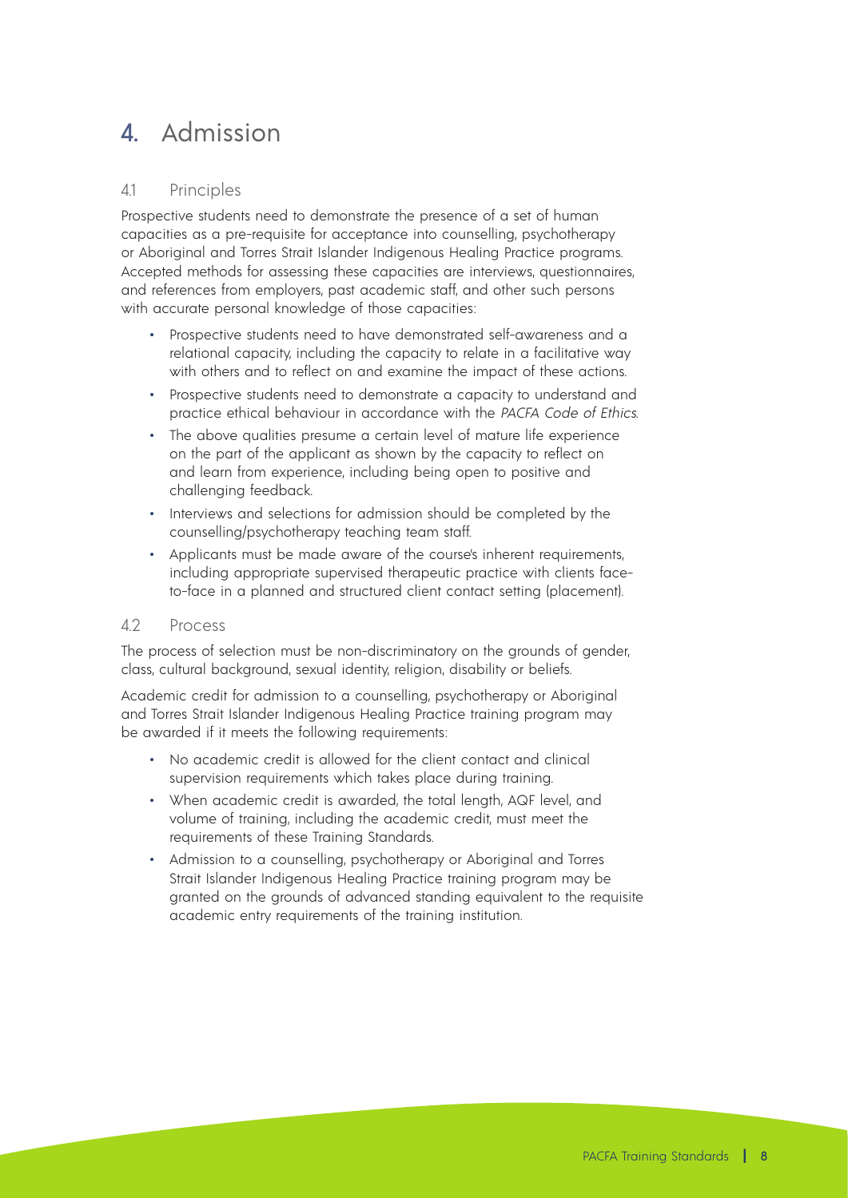# 4. Admission

## 4.1 Principles

Prospective students need to demonstrate the presence of a set of human capacities as a pre-requisite for acceptance into counselling, psychotherapy or Aboriginal and Torres Strait Islander Indigenous Healing Practice programs. Accepted methods for assessing these capacities are interviews, questionnaires, and references from employers, past academic staff, and other such persons with accurate personal knowledge of those capacities:

- Prospective students need to have demonstrated self-awareness and a relational capacity, including the capacity to relate in a facilitative way with others and to reflect on and examine the impact of these actions.
- Prospective students need to demonstrate a capacity to understand and practice ethical behaviour in accordance with the *PACFA Code of Ethics*.
- The above qualities presume a certain level of mature life experience on the part of the applicant as shown by the capacity to reflect on and learn from experience, including being open to positive and challenging feedback.
- Interviews and selections for admission should be completed by the counselling/psychotherapy teaching team staff.
- Applicants must be made aware of the course's inherent requirements, including appropriate supervised therapeutic practice with clients face-to-face in a planned and structured client contact setting (placement).

## 4.2 Process

The process of selection must be non-discriminatory on the grounds of gender, class, cultural background, sexual identity, religion, disability or beliefs.

Academic credit for admission to a counselling, psychotherapy or Aboriginal and Torres Strait Islander Indigenous Healing Practice training program may be awarded if it meets the following requirements:

- No academic credit is allowed for the client contact and clinical supervision requirements which takes place during training.
- When academic credit is awarded, the total length, AQF level, and volume of training, including the academic credit, must meet the requirements of these Training Standards.
- Admission to a counselling, psychotherapy or Aboriginal and Torres Strait Islander Indigenous Healing Practice training program may be granted on the grounds of advanced standing equivalent to the requisite academic entry requirements of the training institution.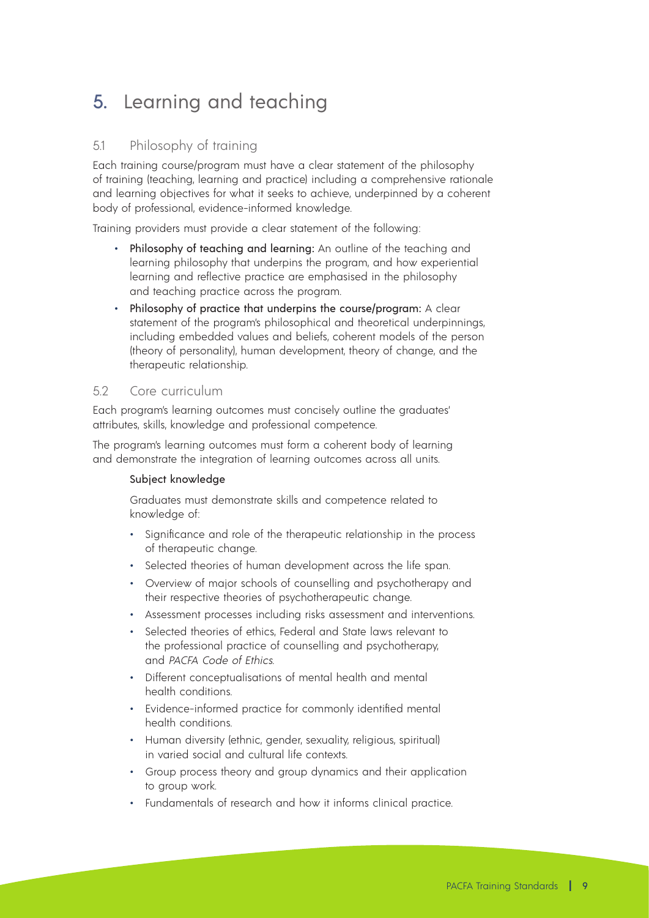# 5. Learning and teaching

## 5.1 Philosophy of training

Each training course/program must have a clear statement of the philosophy of training (teaching, learning and practice) including a comprehensive rationale and learning objectives for what it seeks to achieve, underpinned by a coherent body of professional, evidence-informed knowledge.

Training providers must provide a clear statement of the following:

- **Philosophy of teaching and learning:** An outline of the teaching and learning philosophy that underpins the program, and how experiential learning and reflective practice are emphasised in the philosophy and teaching practice across the program.
- **Philosophy of practice that underpins the course/program:** A clear statement of the program's philosophical and theoretical underpinnings, including embedded values and beliefs, coherent models of the person (theory of personality), human development, theory of change, and the therapeutic relationship.

## 5.2 Core curriculum

Each program's learning outcomes must concisely outline the graduates' attributes, skills, knowledge and professional competence.

The program's learning outcomes must form a coherent body of learning and demonstrate the integration of learning outcomes across all units.

### Subject knowledge

Graduates must demonstrate skills and competence related to knowledge of:

- Significance and role of the therapeutic relationship in the process of therapeutic change.
- Selected theories of human development across the life span.
- Overview of major schools of counselling and psychotherapy and their respective theories of psychotherapeutic change.
- Assessment processes including risks assessment and interventions.
- Selected theories of ethics, Federal and State laws relevant to the professional practice of counselling and psychotherapy, and *PACFA Code of Ethics*.
- Different conceptualisations of mental health and mental health conditions.
- Evidence-informed practice for commonly identified mental health conditions.
- Human diversity (ethnic, gender, sexuality, religious, spiritual) in varied social and cultural life contexts.
- Group process theory and group dynamics and their application to group work.
- Fundamentals of research and how it informs clinical practice.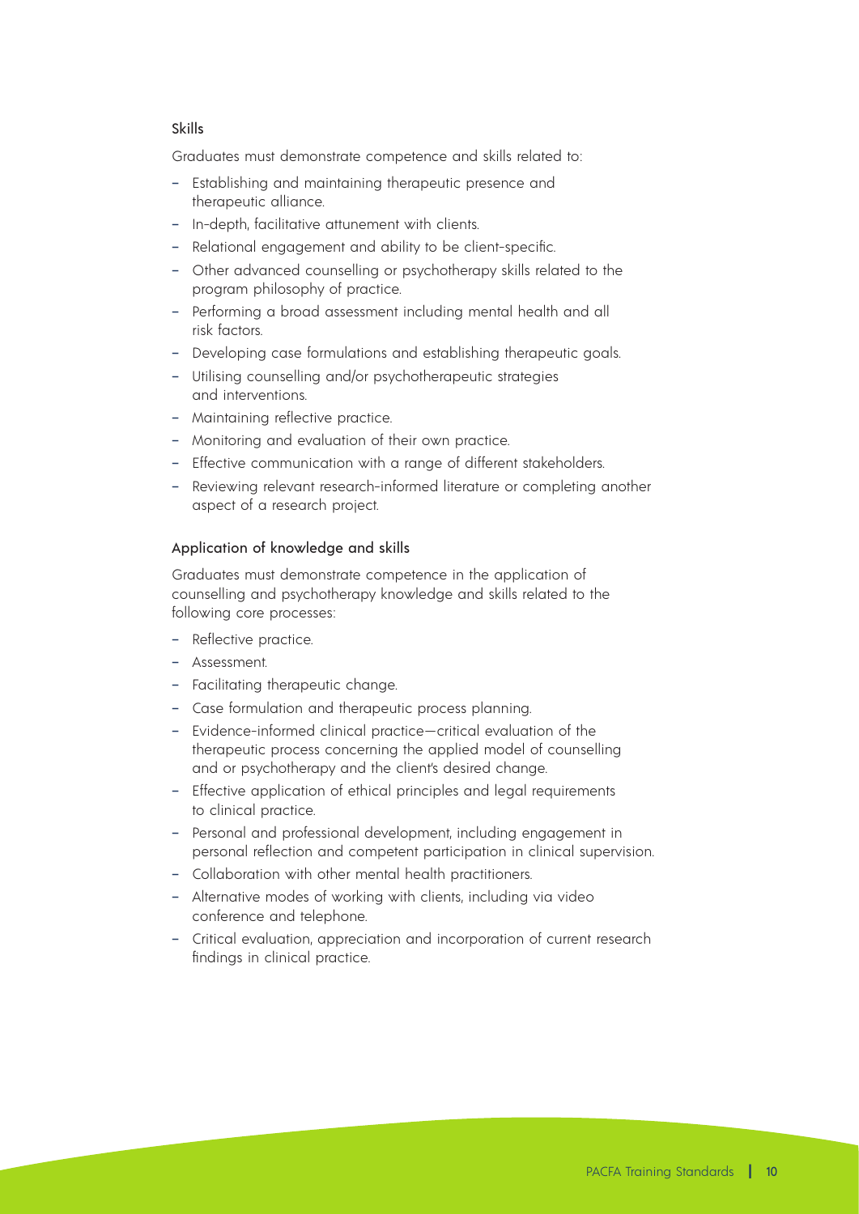### Skills

Graduates must demonstrate competence and skills related to:

- Establishing and maintaining therapeutic presence and therapeutic alliance.
- In-depth, facilitative attunement with clients.
- Relational engagement and ability to be client-specific.
- Other advanced counselling or psychotherapy skills related to the program philosophy of practice.
- Performing a broad assessment including mental health and all risk factors.
- Developing case formulations and establishing therapeutic goals.
- Utilising counselling and/or psychotherapeutic strategies and interventions.
- Maintaining reflective practice.
- Monitoring and evaluation of their own practice.
- Effective communication with a range of different stakeholders.
- Reviewing relevant research-informed literature or completing another aspect of a research project.

### Application of knowledge and skills

Graduates must demonstrate competence in the application of counselling and psychotherapy knowledge and skills related to the following core processes:

- Reflective practice.
- Assessment.
- Facilitating therapeutic change.
- Case formulation and therapeutic process planning.
- Evidence-informed clinical practice—critical evaluation of the therapeutic process concerning the applied model of counselling and or psychotherapy and the client's desired change.
- Effective application of ethical principles and legal requirements to clinical practice.
- Personal and professional development, including engagement in personal reflection and competent participation in clinical supervision.
- Collaboration with other mental health practitioners.
- Alternative modes of working with clients, including via video conference and telephone.
- Critical evaluation, appreciation and incorporation of current research findings in clinical practice.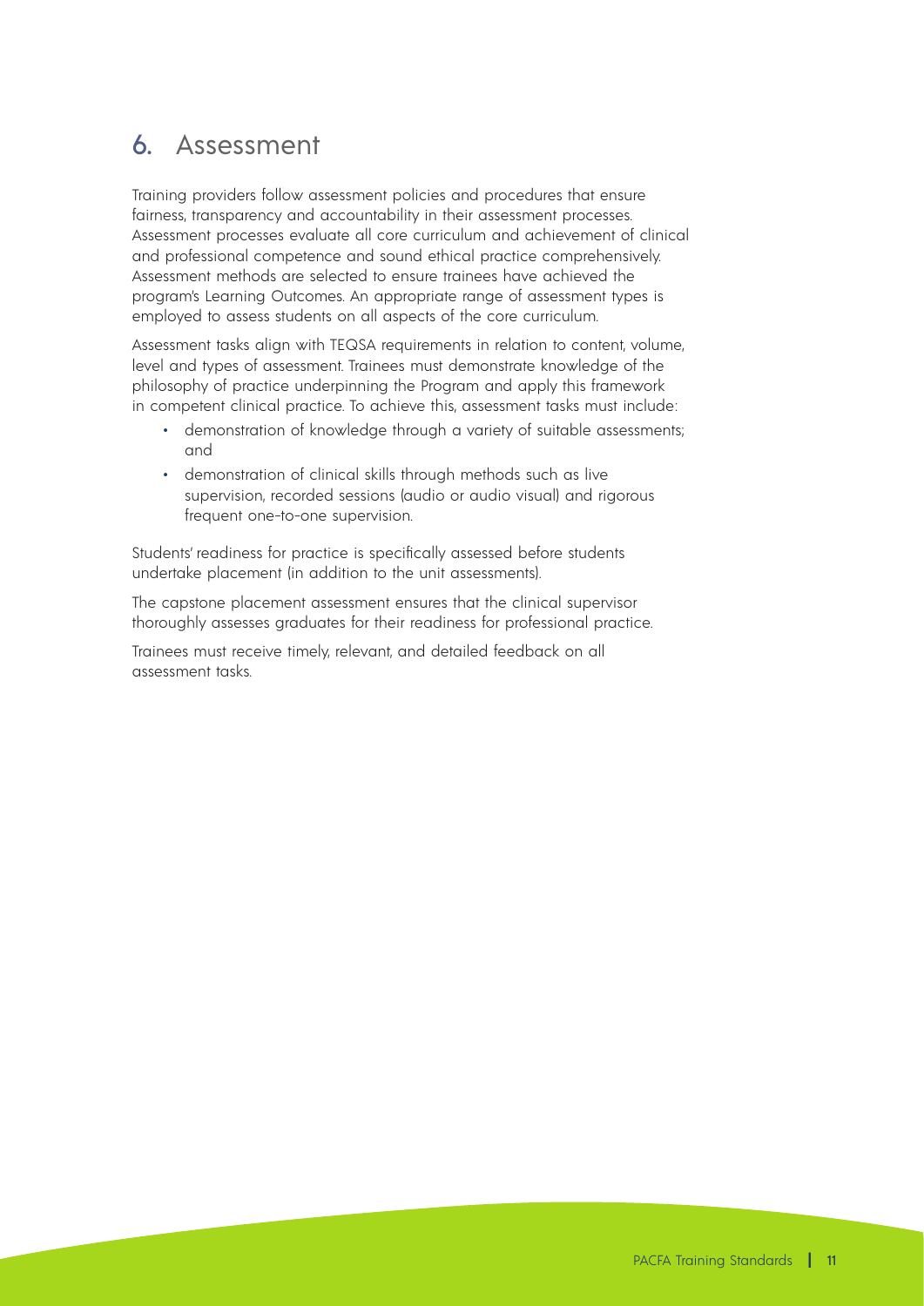## 6. Assessment

Training providers follow assessment policies and procedures that ensure fairness, transparency and accountability in their assessment processes. Assessment processes evaluate all core curriculum and achievement of clinical and professional competence and sound ethical practice comprehensively. Assessment methods are selected to ensure trainees have achieved the program's Learning Outcomes. An appropriate range of assessment types is employed to assess students on all aspects of the core curriculum.

Assessment tasks align with TEQSA requirements in relation to content, volume, level and types of assessment. Trainees must demonstrate knowledge of the philosophy of practice underpinning the Program and apply this framework in competent clinical practice. To achieve this, assessment tasks must include:

- demonstration of knowledge through a variety of suitable assessments; and
- demonstration of clinical skills through methods such as live supervision, recorded sessions (audio or audio visual) and rigorous frequent one-to-one supervision.

Students' readiness for practice is specifically assessed before students undertake placement (in addition to the unit assessments).

The capstone placement assessment ensures that the clinical supervisor thoroughly assesses graduates for their readiness for professional practice.

Trainees must receive timely, relevant, and detailed feedback on all assessment tasks.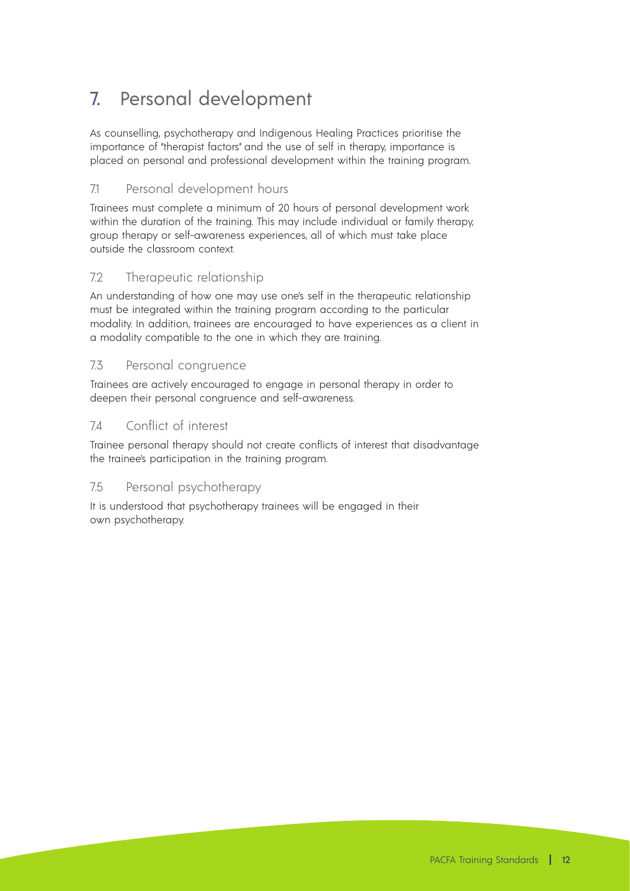# 7. Personal development

As counselling, psychotherapy and Indigenous Healing Practices prioritise the importance of "therapist factors" and the use of self in therapy, importance is placed on personal and professional development within the training program.

## 7.1 Personal development hours

Trainees must complete a minimum of 20 hours of personal development work within the duration of the training. This may include individual or family therapy, group therapy or self-awareness experiences, all of which must take place outside the classroom context.

## 7.2 Therapeutic relationship

An understanding of how one may use one's self in the therapeutic relationship must be integrated within the training program according to the particular modality. In addition, trainees are encouraged to have experiences as a client in a modality compatible to the one in which they are training.

## 7.3 Personal congruence

Trainees are actively encouraged to engage in personal therapy in order to deepen their personal congruence and self-awareness.

## 7.4 Conflict of interest

Trainee personal therapy should not create conflicts of interest that disadvantage the trainee's participation in the training program.

## 7.5 Personal psychotherapy

It is understood that psychotherapy trainees will be engaged in their own psychotherapy.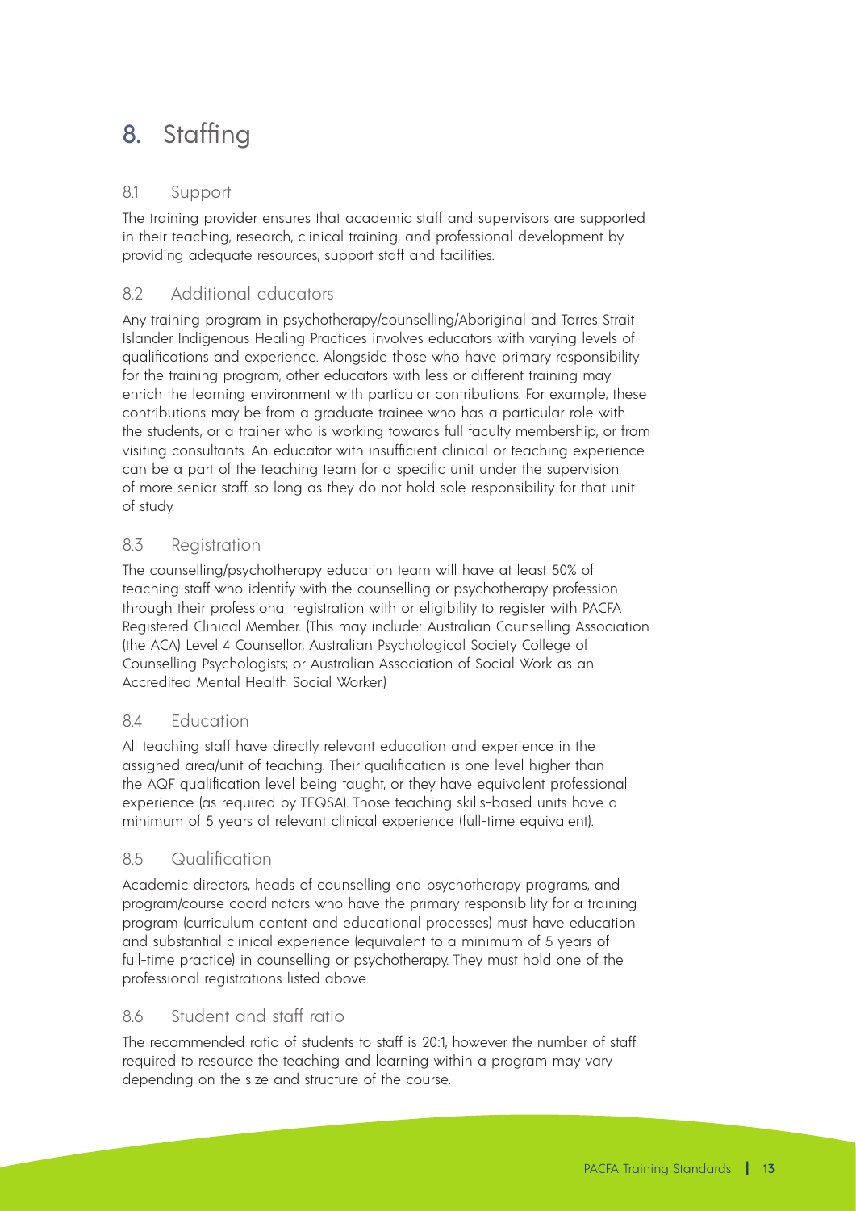# 8. Staffing

## 8.1 Support

The training provider ensures that academic staff and supervisors are supported in their teaching, research, clinical training, and professional development by providing adequate resources, support staff and facilities.

## 8.2 Additional educators

Any training program in psychotherapy/counselling/Aboriginal and Torres Strait Islander Indigenous Healing Practices involves educators with varying levels of qualifications and experience. Alongside those who have primary responsibility for the training program, other educators with less or different training may enrich the learning environment with particular contributions. For example, these contributions may be from a graduate trainee who has a particular role with the students, or a trainer who is working towards full faculty membership, or from visiting consultants. An educator with insufficient clinical or teaching experience can be a part of the teaching team for a specific unit under the supervision of more senior staff, so long as they do not hold sole responsibility for that unit of study.

## 8.3 Registration

The counselling/psychotherapy education team will have at least 50% of teaching staff who identify with the counselling or psychotherapy profession through their professional registration with or eligibility to register with PACFA Registered Clinical Member. (This may include: Australian Counselling Association (the ACA) Level 4 Counsellor; Australian Psychological Society College of Counselling Psychologists; or Australian Association of Social Work as an Accredited Mental Health Social Worker.)

## 8.4 Education

All teaching staff have directly relevant education and experience in the assigned area/unit of teaching. Their qualification is one level higher than the AQF qualification level being taught, or they have equivalent professional experience (as required by TEQSA). Those teaching skills-based units have a minimum of 5 years of relevant clinical experience (full-time equivalent).

## 8.5 Qualification

Academic directors, heads of counselling and psychotherapy programs, and program/course coordinators who have the primary responsibility for a training program (curriculum content and educational processes) must have education and substantial clinical experience (equivalent to a minimum of 5 years of full-time practice) in counselling or psychotherapy. They must hold one of the professional registrations listed above.

## 8.6 Student and staff ratio

The recommended ratio of students to staff is 20:1, however the number of staff required to resource the teaching and learning within a program may vary depending on the size and structure of the course.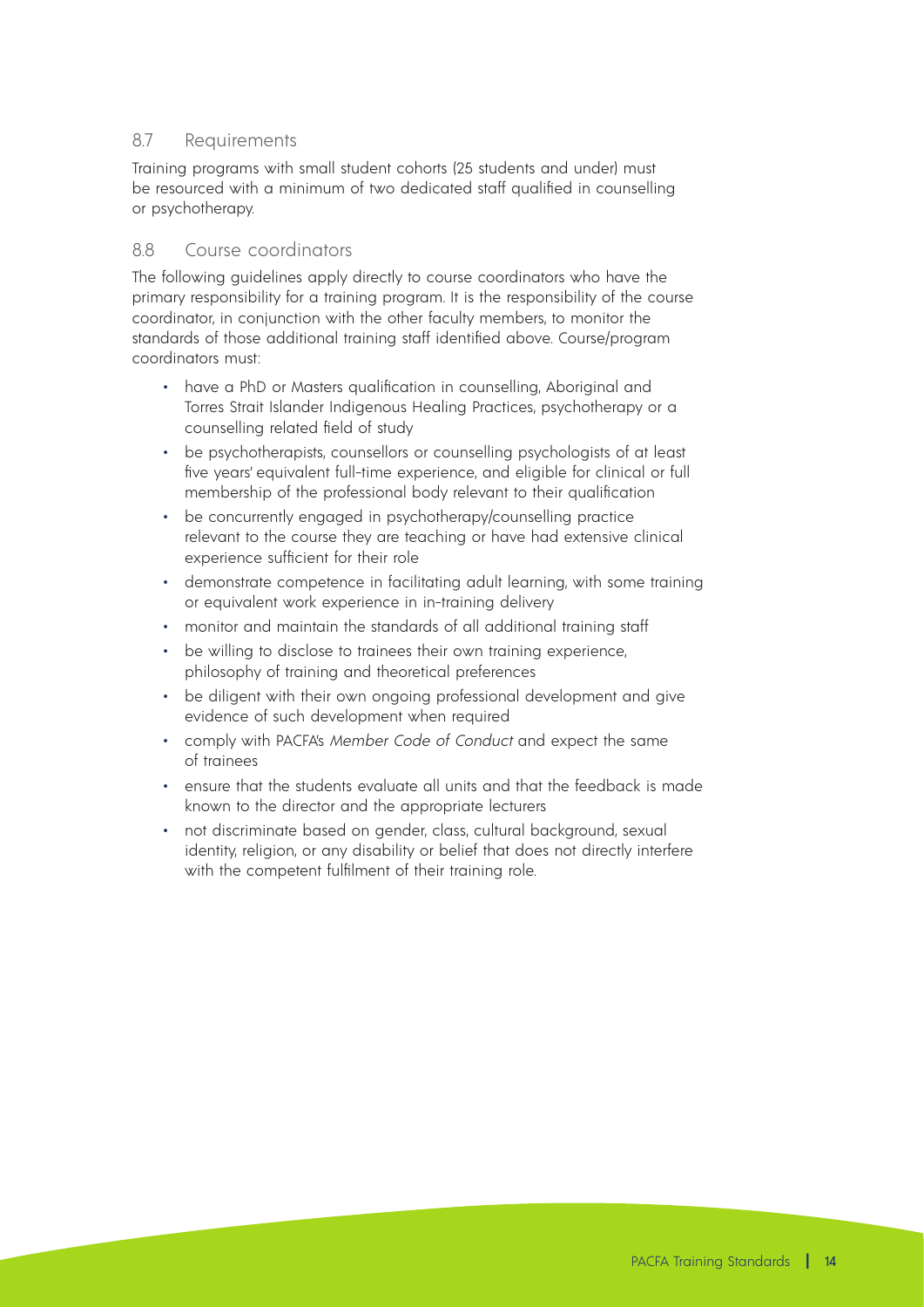### 8.7 Requirements

Training programs with small student cohorts (25 students and under) must be resourced with a minimum of two dedicated staff qualified in counselling or psychotherapy.

### 8.8 Course coordinators

The following guidelines apply directly to course coordinators who have the primary responsibility for a training program. It is the responsibility of the course coordinator, in conjunction with the other faculty members, to monitor the standards of those additional training staff identified above. Course/program coordinators must:

- have a PhD or Masters qualification in counselling, Aboriginal and Torres Strait Islander Indigenous Healing Practices, psychotherapy or a counselling related field of study
- be psychotherapists, counsellors or counselling psychologists of at least five years' equivalent full-time experience, and eligible for clinical or full membership of the professional body relevant to their qualification
- be concurrently engaged in psychotherapy/counselling practice relevant to the course they are teaching or have had extensive clinical experience sufficient for their role
- demonstrate competence in facilitating adult learning, with some training or equivalent work experience in in-training delivery
- monitor and maintain the standards of all additional training staff
- be willing to disclose to trainees their own training experience, philosophy of training and theoretical preferences
- be diligent with their own ongoing professional development and give evidence of such development when required
- comply with PACFA's *Member Code of Conduct* and expect the same of trainees
- ensure that the students evaluate all units and that the feedback is made known to the director and the appropriate lecturers
- not discriminate based on gender, class, cultural background, sexual identity, religion, or any disability or belief that does not directly interfere with the competent fulfilment of their training role.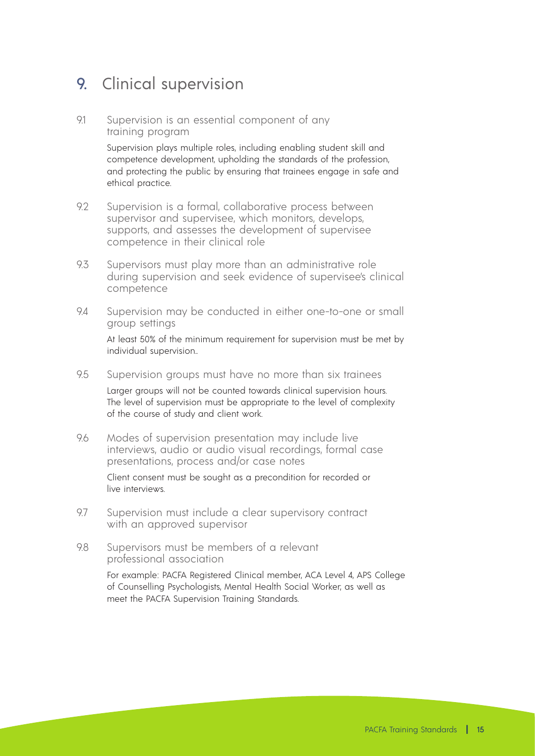# 9. Clinical supervision

### 9.1 Supervision is an essential component of any training program

Supervision plays multiple roles, including enabling student skill and competence development, upholding the standards of the profession, and protecting the public by ensuring that trainees engage in safe and ethical practice.

### 9.2 Supervision is a formal, collaborative process between supervisor and supervisee, which monitors, develops, supports, and assesses the development of supervisee competence in their clinical role

### 9.3 Supervisors must play more than an administrative role during supervision and seek evidence of supervisee's clinical competence

### 9.4 Supervision may be conducted in either one-to-one or small group settings

At least 50% of the minimum requirement for supervision must be met by individual supervision..

### 9.5 Supervision groups must have no more than six trainees

Larger groups will not be counted towards clinical supervision hours. The level of supervision must be appropriate to the level of complexity of the course of study and client work.

### 9.6 Modes of supervision presentation may include live interviews, audio or audio visual recordings, formal case presentations, process and/or case notes

Client consent must be sought as a precondition for recorded or live interviews.

### 9.7 Supervision must include a clear supervisory contract with an approved supervisor

### 9.8 Supervisors must be members of a relevant professional association

For example: PACFA Registered Clinical member, ACA Level 4, APS College of Counselling Psychologists, Mental Health Social Worker; as well as meet the PACFA Supervision Training Standards.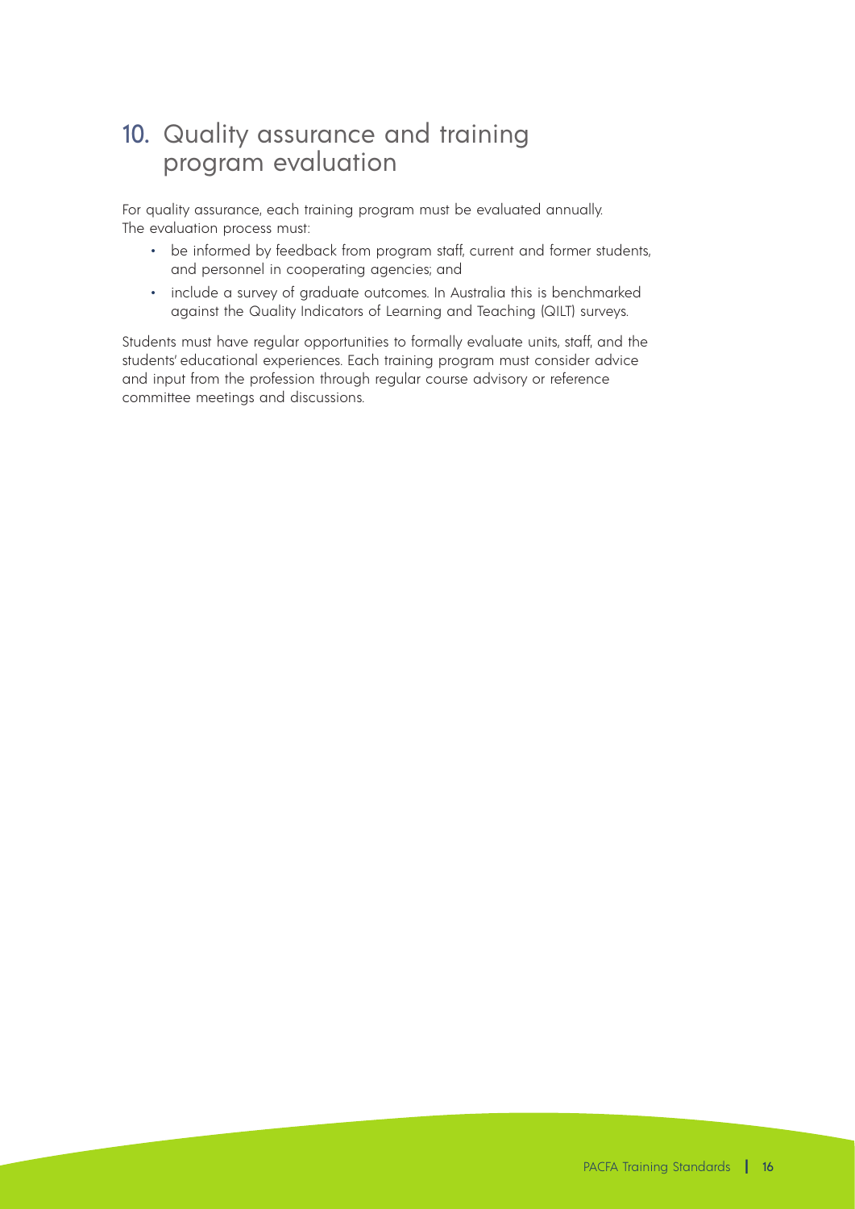# 10. Quality assurance and training program evaluation

For quality assurance, each training program must be evaluated annually. The evaluation process must:

- be informed by feedback from program staff, current and former students, and personnel in cooperating agencies; and
- include a survey of graduate outcomes. In Australia this is benchmarked against the Quality Indicators of Learning and Teaching (QILT) surveys.

Students must have regular opportunities to formally evaluate units, staff, and the students' educational experiences. Each training program must consider advice and input from the profession through regular course advisory or reference committee meetings and discussions.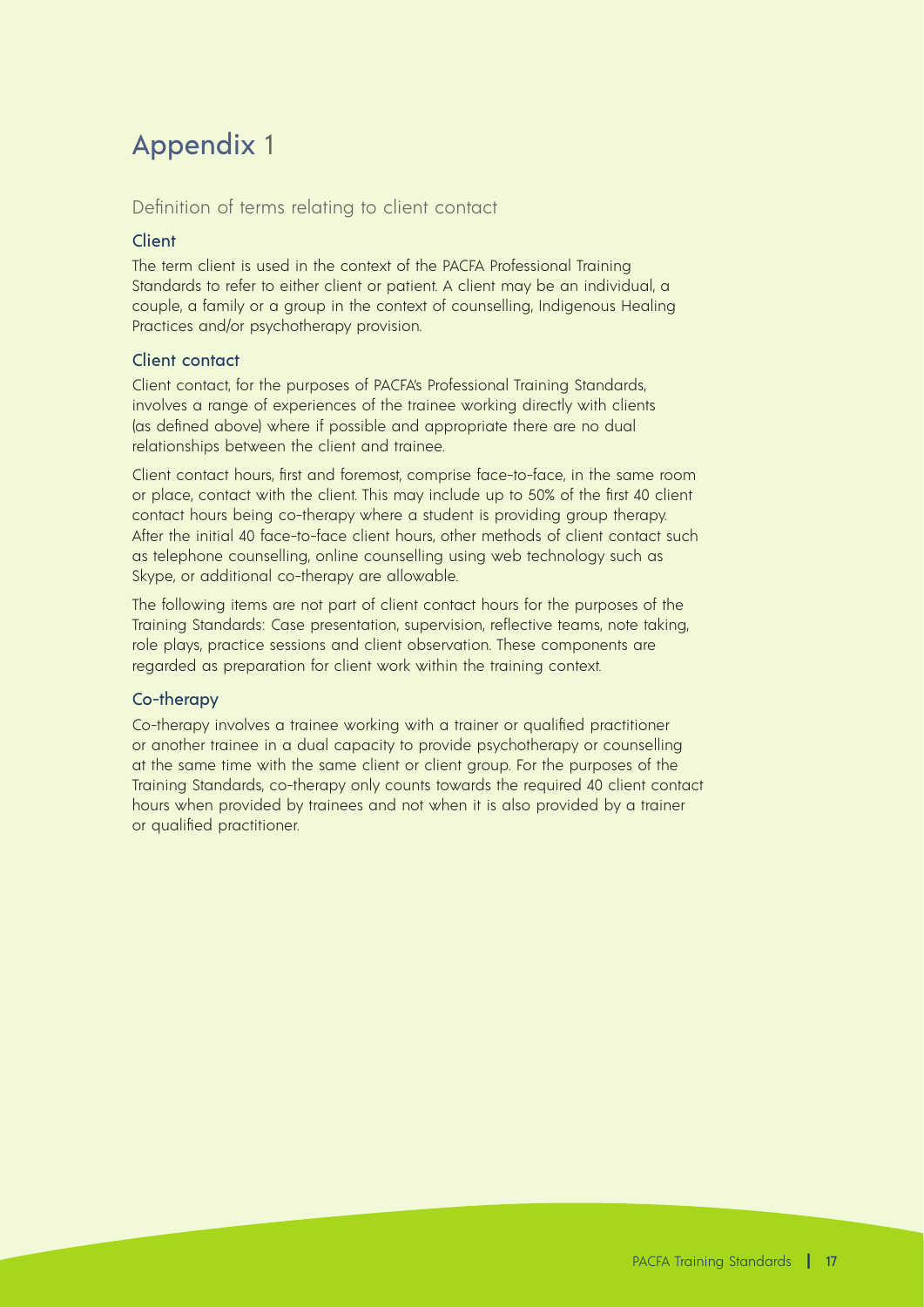# Appendix 1

## Definition of terms relating to client contact

### Client

The term client is used in the context of the PACFA Professional Training Standards to refer to either client or patient. A client may be an individual, a couple, a family or a group in the context of counselling, Indigenous Healing Practices and/or psychotherapy provision.

### Client contact

Client contact, for the purposes of PACFA's Professional Training Standards, involves a range of experiences of the trainee working directly with clients (as defined above) where if possible and appropriate there are no dual relationships between the client and trainee.

Client contact hours, first and foremost, comprise face-to-face, in the same room or place, contact with the client. This may include up to 50% of the first 40 client contact hours being co-therapy where a student is providing group therapy. After the initial 40 face-to-face client hours, other methods of client contact such as telephone counselling, online counselling using web technology such as Skype, or additional co-therapy are allowable.

The following items are not part of client contact hours for the purposes of the Training Standards: Case presentation, supervision, reflective teams, note taking, role plays, practice sessions and client observation. These components are regarded as preparation for client work within the training context.

### Co-therapy

Co-therapy involves a trainee working with a trainer or qualified practitioner or another trainee in a dual capacity to provide psychotherapy or counselling at the same time with the same client or client group. For the purposes of the Training Standards, co-therapy only counts towards the required 40 client contact hours when provided by trainees and not when it is also provided by a trainer or qualified practitioner.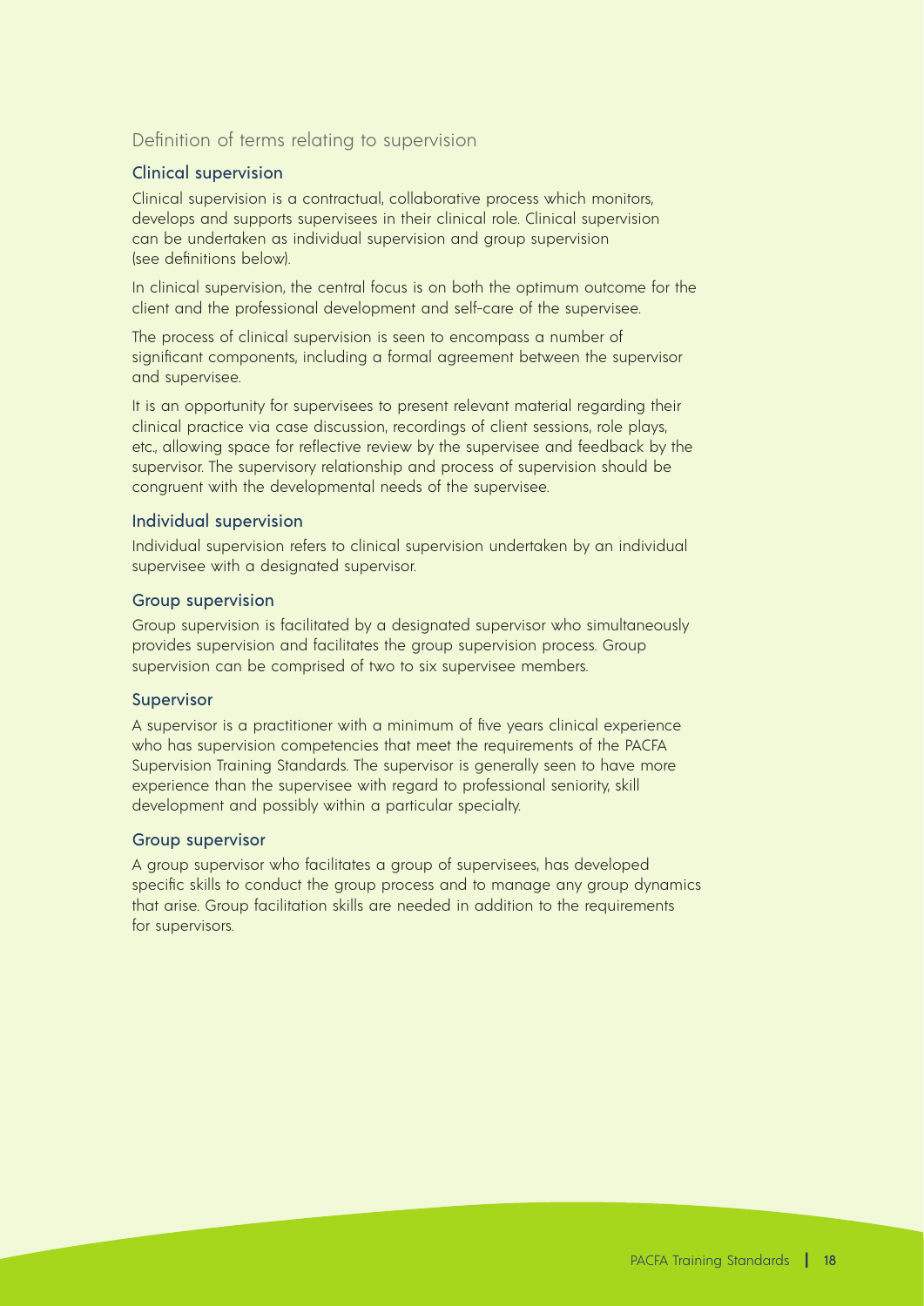## Definition of terms relating to supervision

### Clinical supervision

Clinical supervision is a contractual, collaborative process which monitors, develops and supports supervisees in their clinical role. Clinical supervision can be undertaken as individual supervision and group supervision (see definitions below).

In clinical supervision, the central focus is on both the optimum outcome for the client and the professional development and self-care of the supervisee.

The process of clinical supervision is seen to encompass a number of significant components, including a formal agreement between the supervisor and supervisee.

It is an opportunity for supervisees to present relevant material regarding their clinical practice via case discussion, recordings of client sessions, role plays, etc., allowing space for reflective review by the supervisee and feedback by the supervisor. The supervisory relationship and process of supervision should be congruent with the developmental needs of the supervisee.

### Individual supervision

Individual supervision refers to clinical supervision undertaken by an individual supervisee with a designated supervisor.

### Group supervision

Group supervision is facilitated by a designated supervisor who simultaneously provides supervision and facilitates the group supervision process. Group supervision can be comprised of two to six supervisee members.

### Supervisor

A supervisor is a practitioner with a minimum of five years clinical experience who has supervision competencies that meet the requirements of the PACFA Supervision Training Standards. The supervisor is generally seen to have more experience than the supervisee with regard to professional seniority, skill development and possibly within a particular specialty.

### Group supervisor

A group supervisor who facilitates a group of supervisees, has developed specific skills to conduct the group process and to manage any group dynamics that arise. Group facilitation skills are needed in addition to the requirements for supervisors.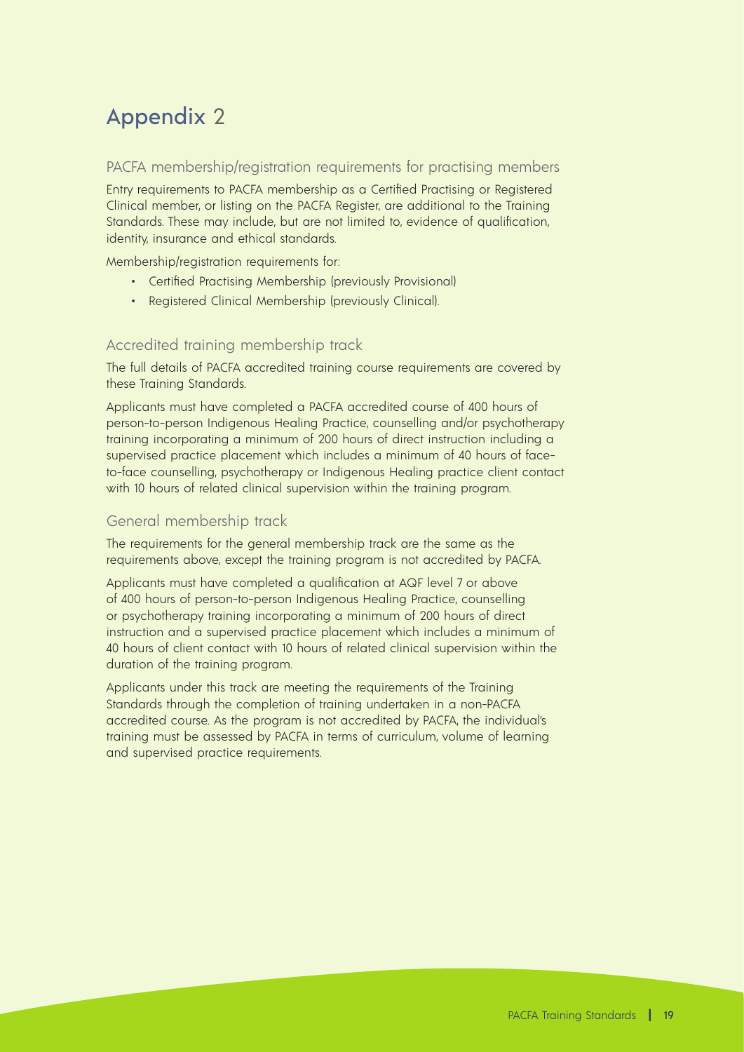# Appendix 2

## PACFA membership/registration requirements for practising members

Entry requirements to PACFA membership as a Certified Practising or Registered Clinical member, or listing on the PACFA Register, are additional to the Training Standards. These may include, but are not limited to, evidence of qualification, identity, insurance and ethical standards.

Membership/registration requirements for:

- Certified Practising Membership (previously Provisional)
- Registered Clinical Membership (previously Clinical).

## Accredited training membership track

The full details of PACFA accredited training course requirements are covered by these Training Standards.

Applicants must have completed a PACFA accredited course of 400 hours of person-to-person Indigenous Healing Practice, counselling and/or psychotherapy training incorporating a minimum of 200 hours of direct instruction including a supervised practice placement which includes a minimum of 40 hours of face-to-face counselling, psychotherapy or Indigenous Healing practice client contact with 10 hours of related clinical supervision within the training program.

## General membership track

The requirements for the general membership track are the same as the requirements above, except the training program is not accredited by PACFA.

Applicants must have completed a qualification at AQF level 7 or above of 400 hours of person-to-person Indigenous Healing Practice, counselling or psychotherapy training incorporating a minimum of 200 hours of direct instruction and a supervised practice placement which includes a minimum of 40 hours of client contact with 10 hours of related clinical supervision within the duration of the training program.

Applicants under this track are meeting the requirements of the Training Standards through the completion of training undertaken in a non-PACFA accredited course. As the program is not accredited by PACFA, the individual's training must be assessed by PACFA in terms of curriculum, volume of learning and supervised practice requirements.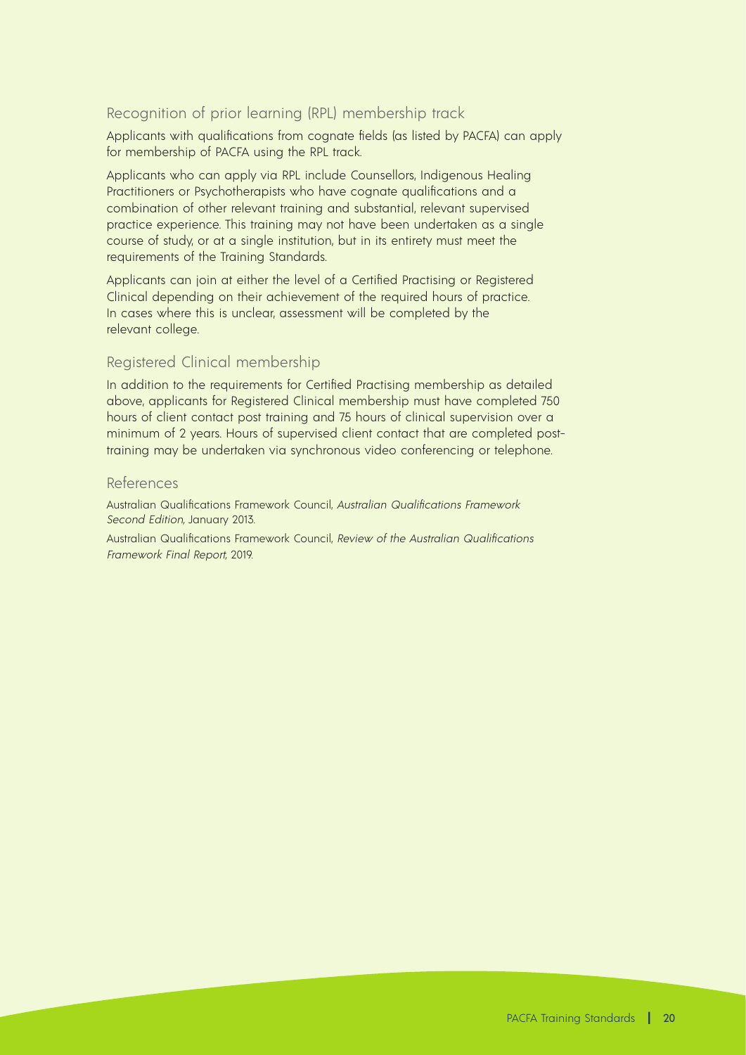## Recognition of prior learning (RPL) membership track

Applicants with qualifications from cognate fields (as listed by PACFA) can apply for membership of PACFA using the RPL track.

Applicants who can apply via RPL include Counsellors, Indigenous Healing Practitioners or Psychotherapists who have cognate qualifications and a combination of other relevant training and substantial, relevant supervised practice experience. This training may not have been undertaken as a single course of study, or at a single institution, but in its entirety must meet the requirements of the Training Standards.

Applicants can join at either the level of a Certified Practising or Registered Clinical depending on their achievement of the required hours of practice. In cases where this is unclear, assessment will be completed by the relevant college.

## Registered Clinical membership

In addition to the requirements for Certified Practising membership as detailed above, applicants for Registered Clinical membership must have completed 750 hours of client contact post training and 75 hours of clinical supervision over a minimum of 2 years. Hours of supervised client contact that are completed post-training may be undertaken via synchronous video conferencing or telephone.

## References

Australian Qualifications Framework Council, *Australian Qualifications Framework Second Edition*, January 2013.

Australian Qualifications Framework Council, *Review of the Australian Qualifications Framework Final Report*, 2019.